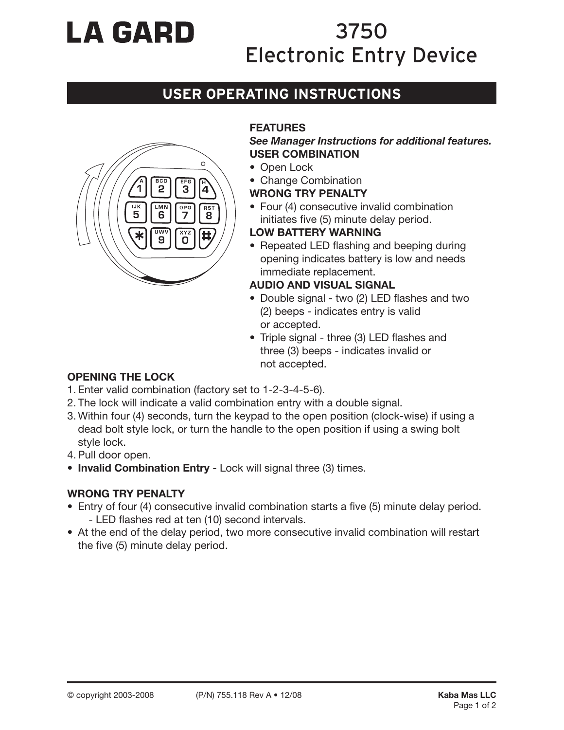# LA GARD

# 3750 Electronic Entry Device

## USER OPERATING INSTRUCTIONS

**FEATURES**

***See Manager Instructions for additional features.***

**USER COMBINATION**

- Open Lock
- Change Combination

**WRONG TRY PENALTY**

- Four (4) consecutive invalid combination initiates five (5) minute delay period.

**LOW BATTERY WARNING**

- Repeated LED flashing and beeping during opening indicates battery is low and needs immediate replacement.

**AUDIO AND VISUAL SIGNAL**

- Double signal - two (2) LED flashes and two (2) beeps - indicates entry is valid or accepted.
- Triple signal - three (3) LED flashes and three (3) beeps - indicates invalid or not accepted.

**OPENING THE LOCK**

1. Enter valid combination (factory set to 1-2-3-4-5-6).
2. The lock will indicate a valid combination entry with a double signal.
3. Within four (4) seconds, turn the keypad to the open position (clock-wise) if using a dead bolt style lock, or turn the handle to the open position if using a swing bolt style lock.
4. Pull door open.

- **Invalid Combination Entry** - Lock will signal three (3) times.

**WRONG TRY PENALTY**

- Entry of four (4) consecutive invalid combination starts a five (5) minute delay period.
  - LED flashes red at ten (10) second intervals.
- At the end of the delay period, two more consecutive invalid combination will restart the five (5) minute delay period.

© copyright 2003-2008 (P/N) 755.118 Rev A • 12/08 **Kaba Mas LLC**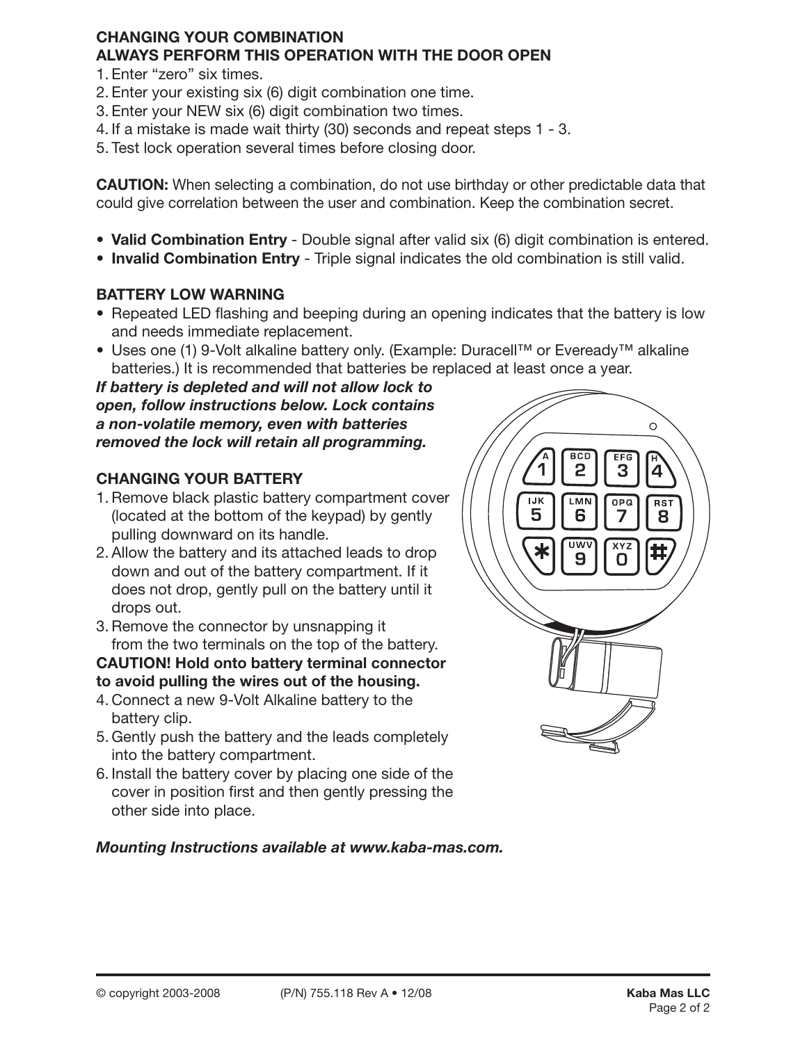## CHANGING YOUR COMBINATION

## ALWAYS PERFORM THIS OPERATION WITH THE DOOR OPEN

1. Enter "zero" six times.
2. Enter your existing six (6) digit combination one time.
3. Enter your NEW six (6) digit combination two times.
4. If a mistake is made wait thirty (30) seconds and repeat steps 1 - 3.
5. Test lock operation several times before closing door.

**CAUTION:** When selecting a combination, do not use birthday or other predictable data that could give correlation between the user and combination. Keep the combination secret.

- **Valid Combination Entry** - Double signal after valid six (6) digit combination is entered.
- **Invalid Combination Entry** - Triple signal indicates the old combination is still valid.

## BATTERY LOW WARNING

- Repeated LED flashing and beeping during an opening indicates that the battery is low and needs immediate replacement.
- Uses one (1) 9-Volt alkaline battery only. (Example: Duracell™ or Eveready™ alkaline batteries.) It is recommended that batteries be replaced at least once a year.

***If battery is depleted and will not allow lock to open, follow instructions below. Lock contains a non-volatile memory, even with batteries removed the lock will retain all programming.***

## CHANGING YOUR BATTERY

1. Remove black plastic battery compartment cover (located at the bottom of the keypad) by gently pulling downward on its handle.
2. Allow the battery and its attached leads to drop down and out of the battery compartment. If it does not drop, gently pull on the battery until it drops out.
3. Remove the connector by unsnapping it from the two terminals on the top of the battery.

**CAUTION! Hold onto battery terminal connector to avoid pulling the wires out of the housing.**

4. Connect a new 9-Volt Alkaline battery to the battery clip.
5. Gently push the battery and the leads completely into the battery compartment.
6. Install the battery cover by placing one side of the cover in position first and then gently pressing the other side into place.

***Mounting Instructions available at www.kaba-mas.com.***

© copyright 2003-2008 (P/N) 755.118 Rev A • 12/08 **Kaba Mas LLC**